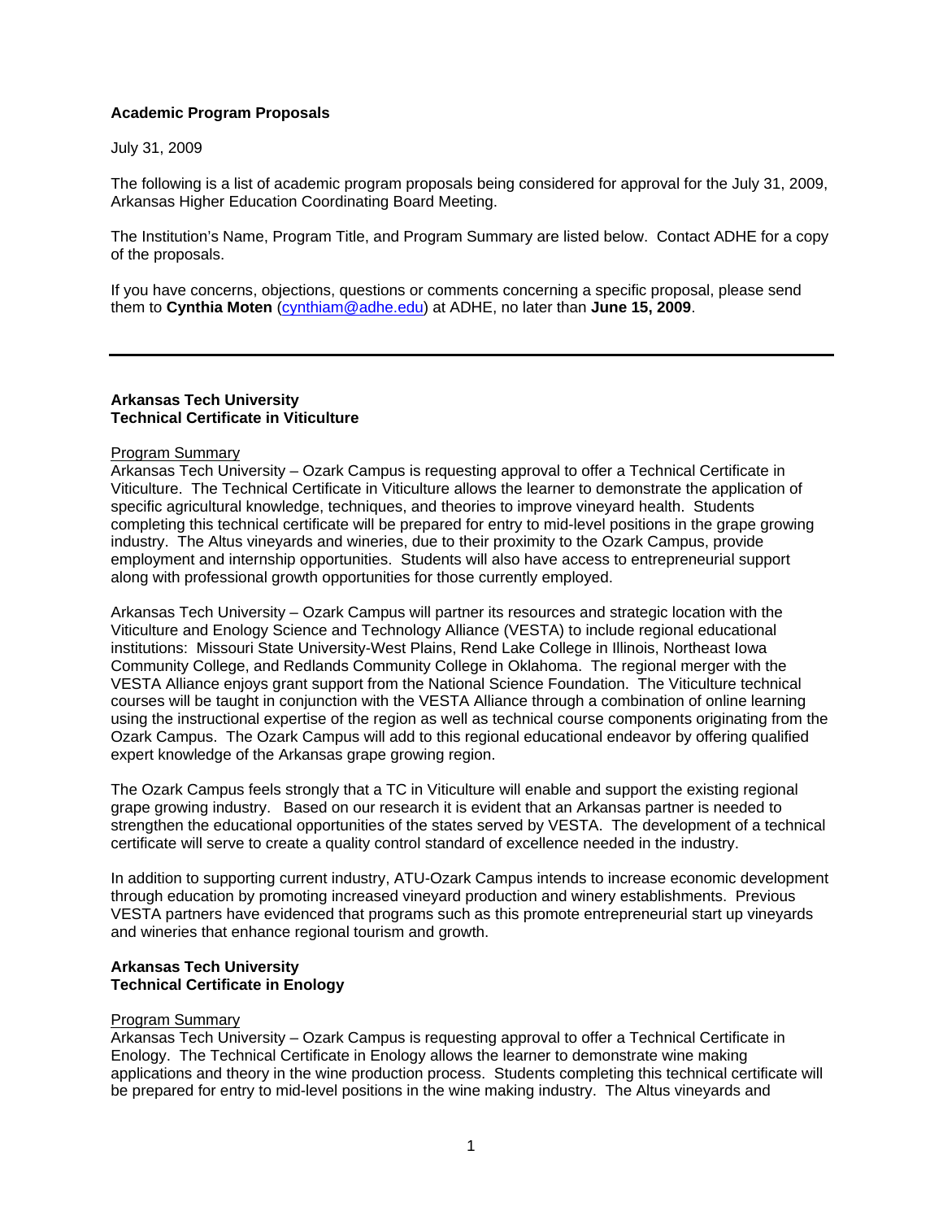**Academic Program Proposals**

July 31, 2009

The following is a list of academic program proposals being considered for approval for the July 31, 2009, Arkansas Higher Education Coordinating Board Meeting.

The Institution's Name, Program Title, and Program Summary are listed below. Contact ADHE for a copy of the proposals.

If you have concerns, objections, questions or comments concerning a specific proposal, please send them to **Cynthia Moten** (cynthiam@adhe.edu) at ADHE, no later than **June 15, 2009**.

---

**Arkansas Tech University**
**Technical Certificate in Viticulture**

Program Summary

Arkansas Tech University – Ozark Campus is requesting approval to offer a Technical Certificate in Viticulture. The Technical Certificate in Viticulture allows the learner to demonstrate the application of specific agricultural knowledge, techniques, and theories to improve vineyard health. Students completing this technical certificate will be prepared for entry to mid-level positions in the grape growing industry. The Altus vineyards and wineries, due to their proximity to the Ozark Campus, provide employment and internship opportunities. Students will also have access to entrepreneurial support along with professional growth opportunities for those currently employed.

Arkansas Tech University – Ozark Campus will partner its resources and strategic location with the Viticulture and Enology Science and Technology Alliance (VESTA) to include regional educational institutions: Missouri State University-West Plains, Rend Lake College in Illinois, Northeast Iowa Community College, and Redlands Community College in Oklahoma. The regional merger with the VESTA Alliance enjoys grant support from the National Science Foundation. The Viticulture technical courses will be taught in conjunction with the VESTA Alliance through a combination of online learning using the instructional expertise of the region as well as technical course components originating from the Ozark Campus. The Ozark Campus will add to this regional educational endeavor by offering qualified expert knowledge of the Arkansas grape growing region.

The Ozark Campus feels strongly that a TC in Viticulture will enable and support the existing regional grape growing industry. Based on our research it is evident that an Arkansas partner is needed to strengthen the educational opportunities of the states served by VESTA. The development of a technical certificate will serve to create a quality control standard of excellence needed in the industry.

In addition to supporting current industry, ATU-Ozark Campus intends to increase economic development through education by promoting increased vineyard production and winery establishments. Previous VESTA partners have evidenced that programs such as this promote entrepreneurial start up vineyards and wineries that enhance regional tourism and growth.

**Arkansas Tech University**
**Technical Certificate in Enology**

Program Summary

Arkansas Tech University – Ozark Campus is requesting approval to offer a Technical Certificate in Enology. The Technical Certificate in Enology allows the learner to demonstrate wine making applications and theory in the wine production process. Students completing this technical certificate will be prepared for entry to mid-level positions in the wine making industry. The Altus vineyards and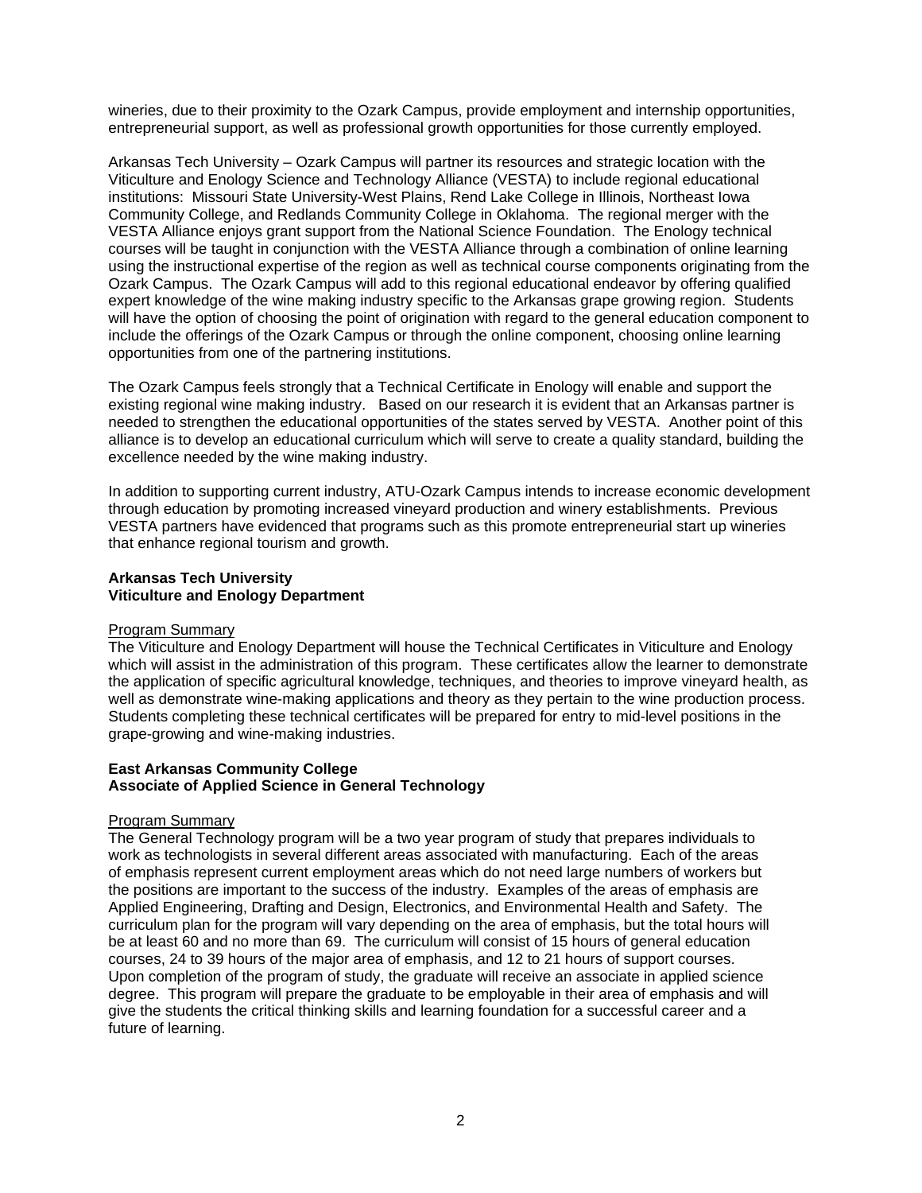wineries, due to their proximity to the Ozark Campus, provide employment and internship opportunities, entrepreneurial support, as well as professional growth opportunities for those currently employed.

Arkansas Tech University – Ozark Campus will partner its resources and strategic location with the Viticulture and Enology Science and Technology Alliance (VESTA) to include regional educational institutions: Missouri State University-West Plains, Rend Lake College in Illinois, Northeast Iowa Community College, and Redlands Community College in Oklahoma. The regional merger with the VESTA Alliance enjoys grant support from the National Science Foundation. The Enology technical courses will be taught in conjunction with the VESTA Alliance through a combination of online learning using the instructional expertise of the region as well as technical course components originating from the Ozark Campus. The Ozark Campus will add to this regional educational endeavor by offering qualified expert knowledge of the wine making industry specific to the Arkansas grape growing region. Students will have the option of choosing the point of origination with regard to the general education component to include the offerings of the Ozark Campus or through the online component, choosing online learning opportunities from one of the partnering institutions.

The Ozark Campus feels strongly that a Technical Certificate in Enology will enable and support the existing regional wine making industry. Based on our research it is evident that an Arkansas partner is needed to strengthen the educational opportunities of the states served by VESTA. Another point of this alliance is to develop an educational curriculum which will serve to create a quality standard, building the excellence needed by the wine making industry.

In addition to supporting current industry, ATU-Ozark Campus intends to increase economic development through education by promoting increased vineyard production and winery establishments. Previous VESTA partners have evidenced that programs such as this promote entrepreneurial start up wineries that enhance regional tourism and growth.

**Arkansas Tech University**
**Viticulture and Enology Department**

Program Summary

The Viticulture and Enology Department will house the Technical Certificates in Viticulture and Enology which will assist in the administration of this program. These certificates allow the learner to demonstrate the application of specific agricultural knowledge, techniques, and theories to improve vineyard health, as well as demonstrate wine-making applications and theory as they pertain to the wine production process. Students completing these technical certificates will be prepared for entry to mid-level positions in the grape-growing and wine-making industries.

**East Arkansas Community College**
**Associate of Applied Science in General Technology**

Program Summary

The General Technology program will be a two year program of study that prepares individuals to work as technologists in several different areas associated with manufacturing. Each of the areas of emphasis represent current employment areas which do not need large numbers of workers but the positions are important to the success of the industry. Examples of the areas of emphasis are Applied Engineering, Drafting and Design, Electronics, and Environmental Health and Safety. The curriculum plan for the program will vary depending on the area of emphasis, but the total hours will be at least 60 and no more than 69. The curriculum will consist of 15 hours of general education courses, 24 to 39 hours of the major area of emphasis, and 12 to 21 hours of support courses. Upon completion of the program of study, the graduate will receive an associate in applied science degree. This program will prepare the graduate to be employable in their area of emphasis and will give the students the critical thinking skills and learning foundation for a successful career and a future of learning.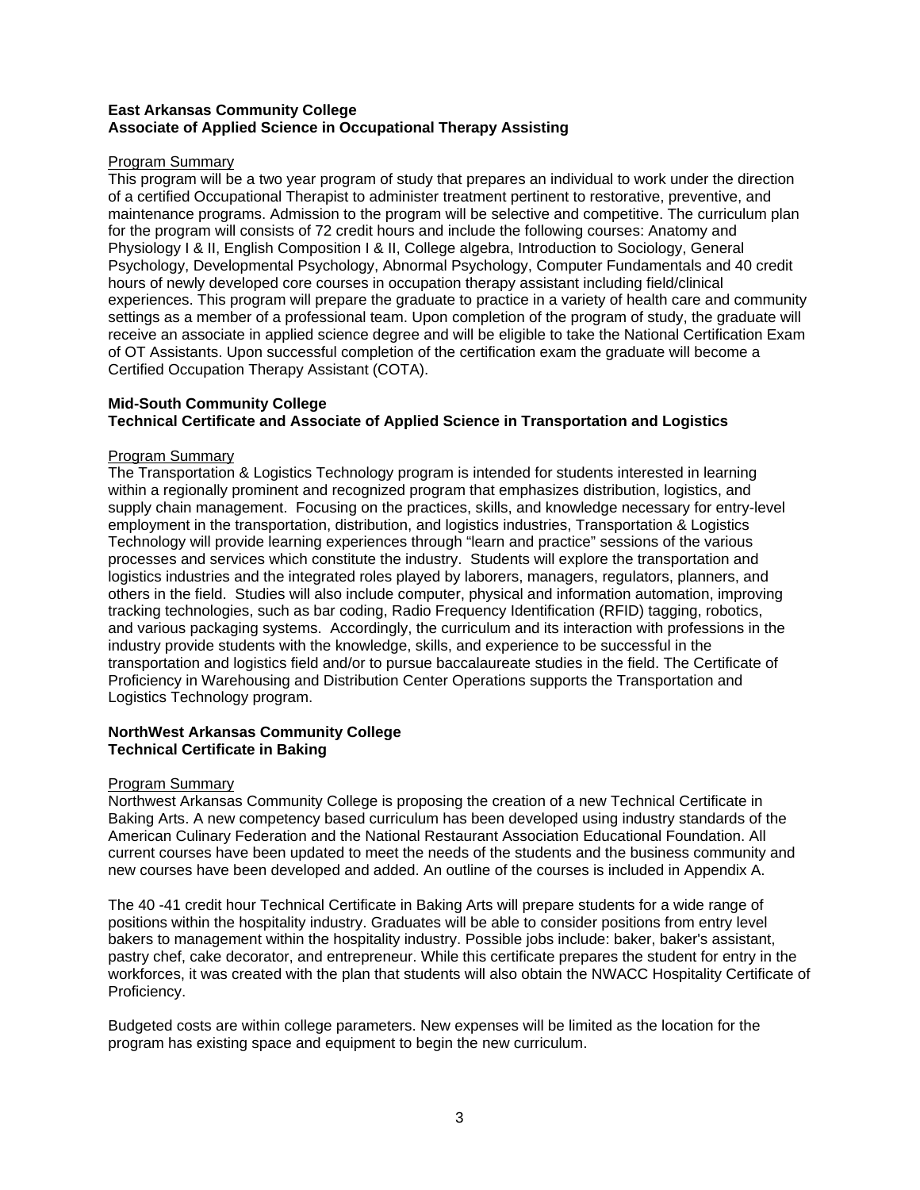**East Arkansas Community College**
**Associate of Applied Science in Occupational Therapy Assisting**

Program Summary
This program will be a two year program of study that prepares an individual to work under the direction of a certified Occupational Therapist to administer treatment pertinent to restorative, preventive, and maintenance programs. Admission to the program will be selective and competitive. The curriculum plan for the program will consists of 72 credit hours and include the following courses: Anatomy and Physiology I & II, English Composition I & II, College algebra, Introduction to Sociology, General Psychology, Developmental Psychology, Abnormal Psychology, Computer Fundamentals and 40 credit hours of newly developed core courses in occupation therapy assistant including field/clinical experiences. This program will prepare the graduate to practice in a variety of health care and community settings as a member of a professional team. Upon completion of the program of study, the graduate will receive an associate in applied science degree and will be eligible to take the National Certification Exam of OT Assistants. Upon successful completion of the certification exam the graduate will become a Certified Occupation Therapy Assistant (COTA).

**Mid-South Community College**
**Technical Certificate and Associate of Applied Science in Transportation and Logistics**

Program Summary
The Transportation & Logistics Technology program is intended for students interested in learning within a regionally prominent and recognized program that emphasizes distribution, logistics, and supply chain management. Focusing on the practices, skills, and knowledge necessary for entry-level employment in the transportation, distribution, and logistics industries, Transportation & Logistics Technology will provide learning experiences through "learn and practice" sessions of the various processes and services which constitute the industry. Students will explore the transportation and logistics industries and the integrated roles played by laborers, managers, regulators, planners, and others in the field. Studies will also include computer, physical and information automation, improving tracking technologies, such as bar coding, Radio Frequency Identification (RFID) tagging, robotics, and various packaging systems. Accordingly, the curriculum and its interaction with professions in the industry provide students with the knowledge, skills, and experience to be successful in the transportation and logistics field and/or to pursue baccalaureate studies in the field. The Certificate of Proficiency in Warehousing and Distribution Center Operations supports the Transportation and Logistics Technology program.

**NorthWest Arkansas Community College**
**Technical Certificate in Baking**

Program Summary
Northwest Arkansas Community College is proposing the creation of a new Technical Certificate in Baking Arts. A new competency based curriculum has been developed using industry standards of the American Culinary Federation and the National Restaurant Association Educational Foundation. All current courses have been updated to meet the needs of the students and the business community and new courses have been developed and added. An outline of the courses is included in Appendix A.

The 40 -41 credit hour Technical Certificate in Baking Arts will prepare students for a wide range of positions within the hospitality industry. Graduates will be able to consider positions from entry level bakers to management within the hospitality industry. Possible jobs include: baker, baker's assistant, pastry chef, cake decorator, and entrepreneur. While this certificate prepares the student for entry in the workforces, it was created with the plan that students will also obtain the NWACC Hospitality Certificate of Proficiency.

Budgeted costs are within college parameters. New expenses will be limited as the location for the program has existing space and equipment to begin the new curriculum.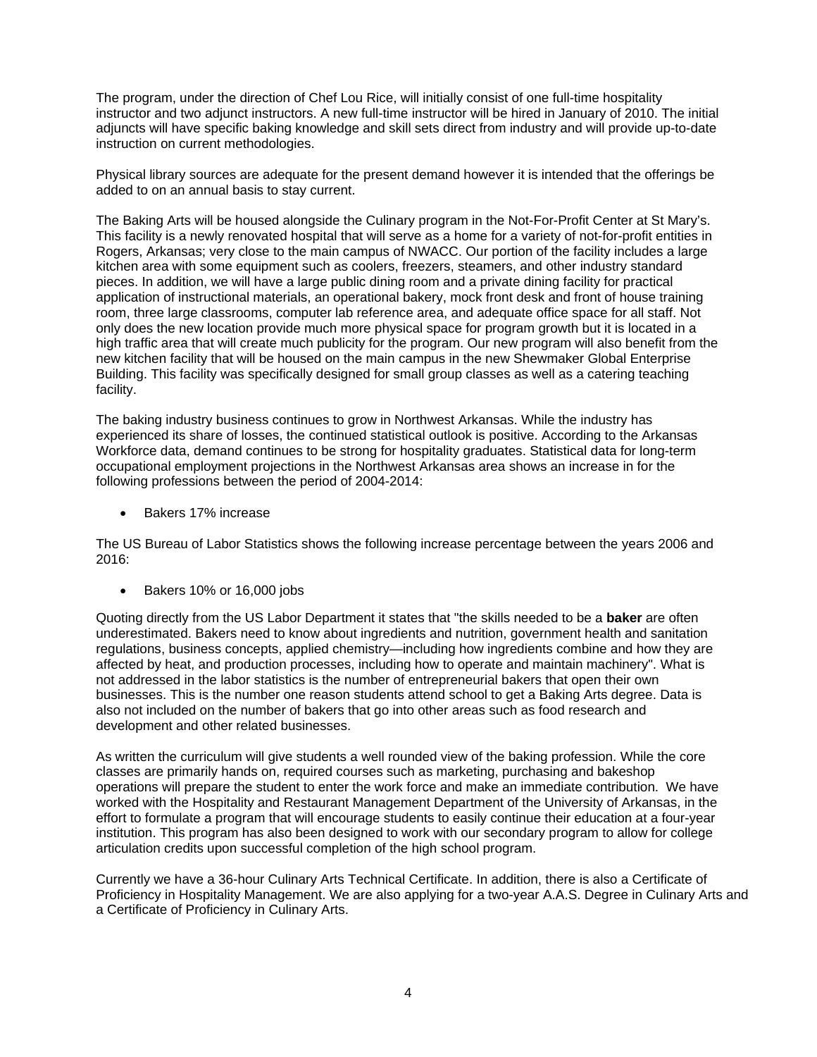The program, under the direction of Chef Lou Rice, will initially consist of one full-time hospitality instructor and two adjunct instructors. A new full-time instructor will be hired in January of 2010. The initial adjuncts will have specific baking knowledge and skill sets direct from industry and will provide up-to-date instruction on current methodologies.

Physical library sources are adequate for the present demand however it is intended that the offerings be added to on an annual basis to stay current.

The Baking Arts will be housed alongside the Culinary program in the Not-For-Profit Center at St Mary's. This facility is a newly renovated hospital that will serve as a home for a variety of not-for-profit entities in Rogers, Arkansas; very close to the main campus of NWACC. Our portion of the facility includes a large kitchen area with some equipment such as coolers, freezers, steamers, and other industry standard pieces. In addition, we will have a large public dining room and a private dining facility for practical application of instructional materials, an operational bakery, mock front desk and front of house training room, three large classrooms, computer lab reference area, and adequate office space for all staff. Not only does the new location provide much more physical space for program growth but it is located in a high traffic area that will create much publicity for the program. Our new program will also benefit from the new kitchen facility that will be housed on the main campus in the new Shewmaker Global Enterprise Building. This facility was specifically designed for small group classes as well as a catering teaching facility.

The baking industry business continues to grow in Northwest Arkansas. While the industry has experienced its share of losses, the continued statistical outlook is positive. According to the Arkansas Workforce data, demand continues to be strong for hospitality graduates. Statistical data for long-term occupational employment projections in the Northwest Arkansas area shows an increase in for the following professions between the period of 2004-2014:

- Bakers 17% increase

The US Bureau of Labor Statistics shows the following increase percentage between the years 2006 and 2016:

- Bakers 10% or 16,000 jobs

Quoting directly from the US Labor Department it states that "the skills needed to be a **baker** are often underestimated. Bakers need to know about ingredients and nutrition, government health and sanitation regulations, business concepts, applied chemistry—including how ingredients combine and how they are affected by heat, and production processes, including how to operate and maintain machinery". What is not addressed in the labor statistics is the number of entrepreneurial bakers that open their own businesses. This is the number one reason students attend school to get a Baking Arts degree. Data is also not included on the number of bakers that go into other areas such as food research and development and other related businesses.

As written the curriculum will give students a well rounded view of the baking profession. While the core classes are primarily hands on, required courses such as marketing, purchasing and bakeshop operations will prepare the student to enter the work force and make an immediate contribution. We have worked with the Hospitality and Restaurant Management Department of the University of Arkansas, in the effort to formulate a program that will encourage students to easily continue their education at a four-year institution. This program has also been designed to work with our secondary program to allow for college articulation credits upon successful completion of the high school program.

Currently we have a 36-hour Culinary Arts Technical Certificate. In addition, there is also a Certificate of Proficiency in Hospitality Management. We are also applying for a two-year A.A.S. Degree in Culinary Arts and a Certificate of Proficiency in Culinary Arts.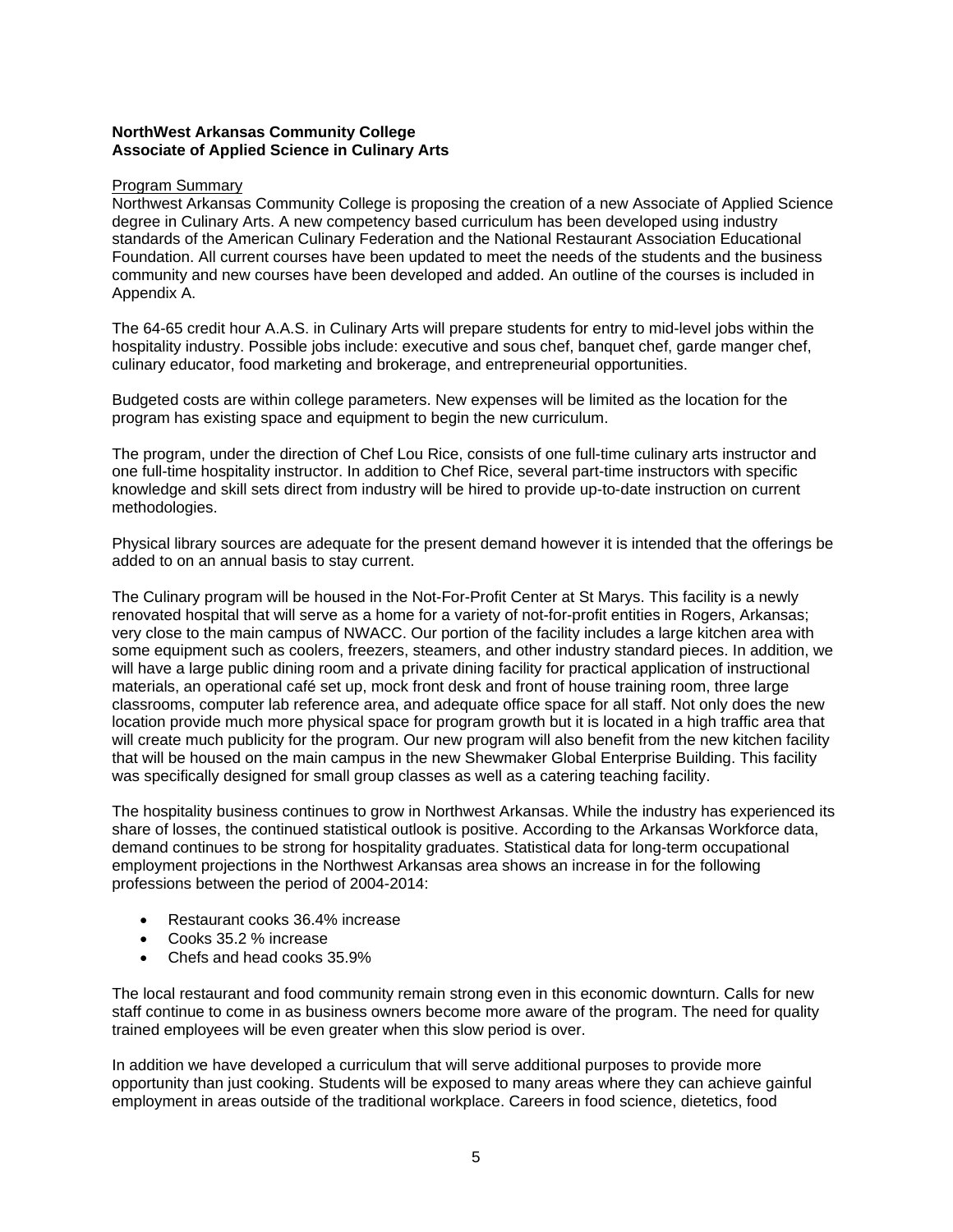**NorthWest Arkansas Community College**
**Associate of Applied Science in Culinary Arts**

Program Summary

Northwest Arkansas Community College is proposing the creation of a new Associate of Applied Science degree in Culinary Arts. A new competency based curriculum has been developed using industry standards of the American Culinary Federation and the National Restaurant Association Educational Foundation. All current courses have been updated to meet the needs of the students and the business community and new courses have been developed and added. An outline of the courses is included in Appendix A.

The 64-65 credit hour A.A.S. in Culinary Arts will prepare students for entry to mid-level jobs within the hospitality industry. Possible jobs include: executive and sous chef, banquet chef, garde manger chef, culinary educator, food marketing and brokerage, and entrepreneurial opportunities.

Budgeted costs are within college parameters. New expenses will be limited as the location for the program has existing space and equipment to begin the new curriculum.

The program, under the direction of Chef Lou Rice, consists of one full-time culinary arts instructor and one full-time hospitality instructor. In addition to Chef Rice, several part-time instructors with specific knowledge and skill sets direct from industry will be hired to provide up-to-date instruction on current methodologies.

Physical library sources are adequate for the present demand however it is intended that the offerings be added to on an annual basis to stay current.

The Culinary program will be housed in the Not-For-Profit Center at St Marys. This facility is a newly renovated hospital that will serve as a home for a variety of not-for-profit entities in Rogers, Arkansas; very close to the main campus of NWACC. Our portion of the facility includes a large kitchen area with some equipment such as coolers, freezers, steamers, and other industry standard pieces. In addition, we will have a large public dining room and a private dining facility for practical application of instructional materials, an operational café set up, mock front desk and front of house training room, three large classrooms, computer lab reference area, and adequate office space for all staff. Not only does the new location provide much more physical space for program growth but it is located in a high traffic area that will create much publicity for the program. Our new program will also benefit from the new kitchen facility that will be housed on the main campus in the new Shewmaker Global Enterprise Building. This facility was specifically designed for small group classes as well as a catering teaching facility.

The hospitality business continues to grow in Northwest Arkansas. While the industry has experienced its share of losses, the continued statistical outlook is positive. According to the Arkansas Workforce data, demand continues to be strong for hospitality graduates. Statistical data for long-term occupational employment projections in the Northwest Arkansas area shows an increase in for the following professions between the period of 2004-2014:

- Restaurant cooks 36.4% increase
- Cooks 35.2 % increase
- Chefs and head cooks 35.9%

The local restaurant and food community remain strong even in this economic downturn. Calls for new staff continue to come in as business owners become more aware of the program. The need for quality trained employees will be even greater when this slow period is over.

In addition we have developed a curriculum that will serve additional purposes to provide more opportunity than just cooking. Students will be exposed to many areas where they can achieve gainful employment in areas outside of the traditional workplace. Careers in food science, dietetics, food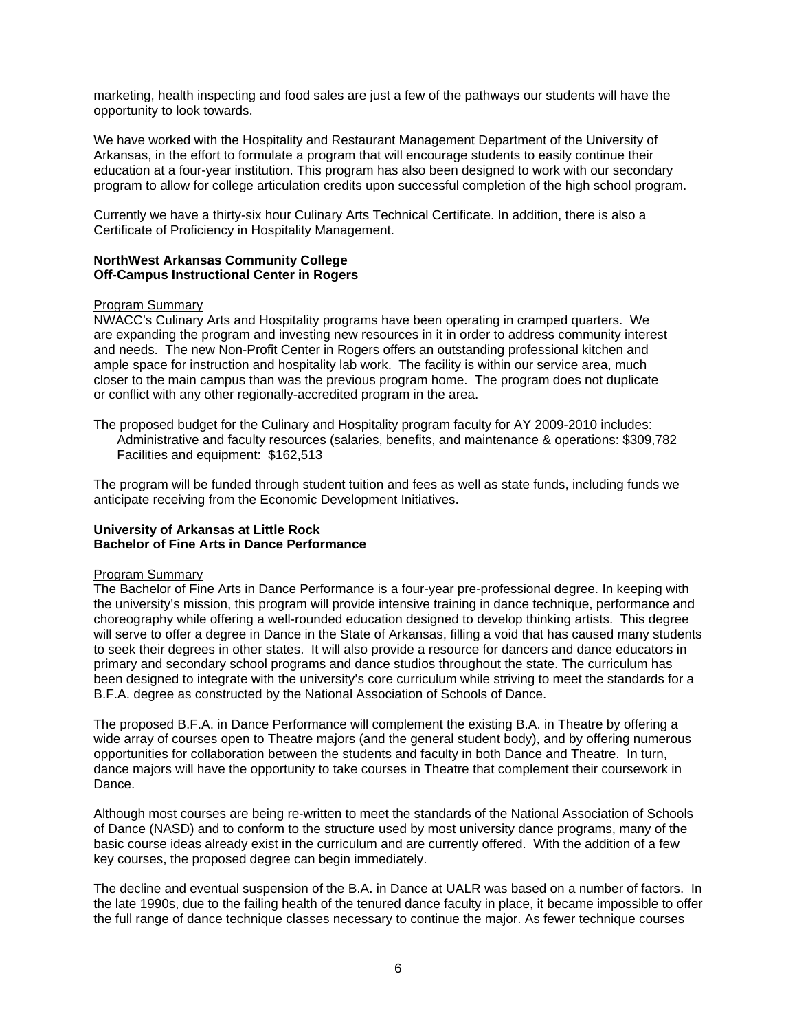marketing, health inspecting and food sales are just a few of the pathways our students will have the opportunity to look towards.

We have worked with the Hospitality and Restaurant Management Department of the University of Arkansas, in the effort to formulate a program that will encourage students to easily continue their education at a four-year institution. This program has also been designed to work with our secondary program to allow for college articulation credits upon successful completion of the high school program.

Currently we have a thirty-six hour Culinary Arts Technical Certificate. In addition, there is also a Certificate of Proficiency in Hospitality Management.

**NorthWest Arkansas Community College**
**Off-Campus Instructional Center in Rogers**

Program Summary

NWACC's Culinary Arts and Hospitality programs have been operating in cramped quarters. We are expanding the program and investing new resources in it in order to address community interest and needs. The new Non-Profit Center in Rogers offers an outstanding professional kitchen and ample space for instruction and hospitality lab work. The facility is within our service area, much closer to the main campus than was the previous program home. The program does not duplicate or conflict with any other regionally-accredited program in the area.

The proposed budget for the Culinary and Hospitality program faculty for AY 2009-2010 includes:
Administrative and faculty resources (salaries, benefits, and maintenance & operations: $309,782
Facilities and equipment: $162,513

The program will be funded through student tuition and fees as well as state funds, including funds we anticipate receiving from the Economic Development Initiatives.

**University of Arkansas at Little Rock**
**Bachelor of Fine Arts in Dance Performance**

Program Summary

The Bachelor of Fine Arts in Dance Performance is a four-year pre-professional degree. In keeping with the university's mission, this program will provide intensive training in dance technique, performance and choreography while offering a well-rounded education designed to develop thinking artists. This degree will serve to offer a degree in Dance in the State of Arkansas, filling a void that has caused many students to seek their degrees in other states. It will also provide a resource for dancers and dance educators in primary and secondary school programs and dance studios throughout the state. The curriculum has been designed to integrate with the university's core curriculum while striving to meet the standards for a B.F.A. degree as constructed by the National Association of Schools of Dance.

The proposed B.F.A. in Dance Performance will complement the existing B.A. in Theatre by offering a wide array of courses open to Theatre majors (and the general student body), and by offering numerous opportunities for collaboration between the students and faculty in both Dance and Theatre. In turn, dance majors will have the opportunity to take courses in Theatre that complement their coursework in Dance.

Although most courses are being re-written to meet the standards of the National Association of Schools of Dance (NASD) and to conform to the structure used by most university dance programs, many of the basic course ideas already exist in the curriculum and are currently offered. With the addition of a few key courses, the proposed degree can begin immediately.

The decline and eventual suspension of the B.A. in Dance at UALR was based on a number of factors. In the late 1990s, due to the failing health of the tenured dance faculty in place, it became impossible to offer the full range of dance technique classes necessary to continue the major. As fewer technique courses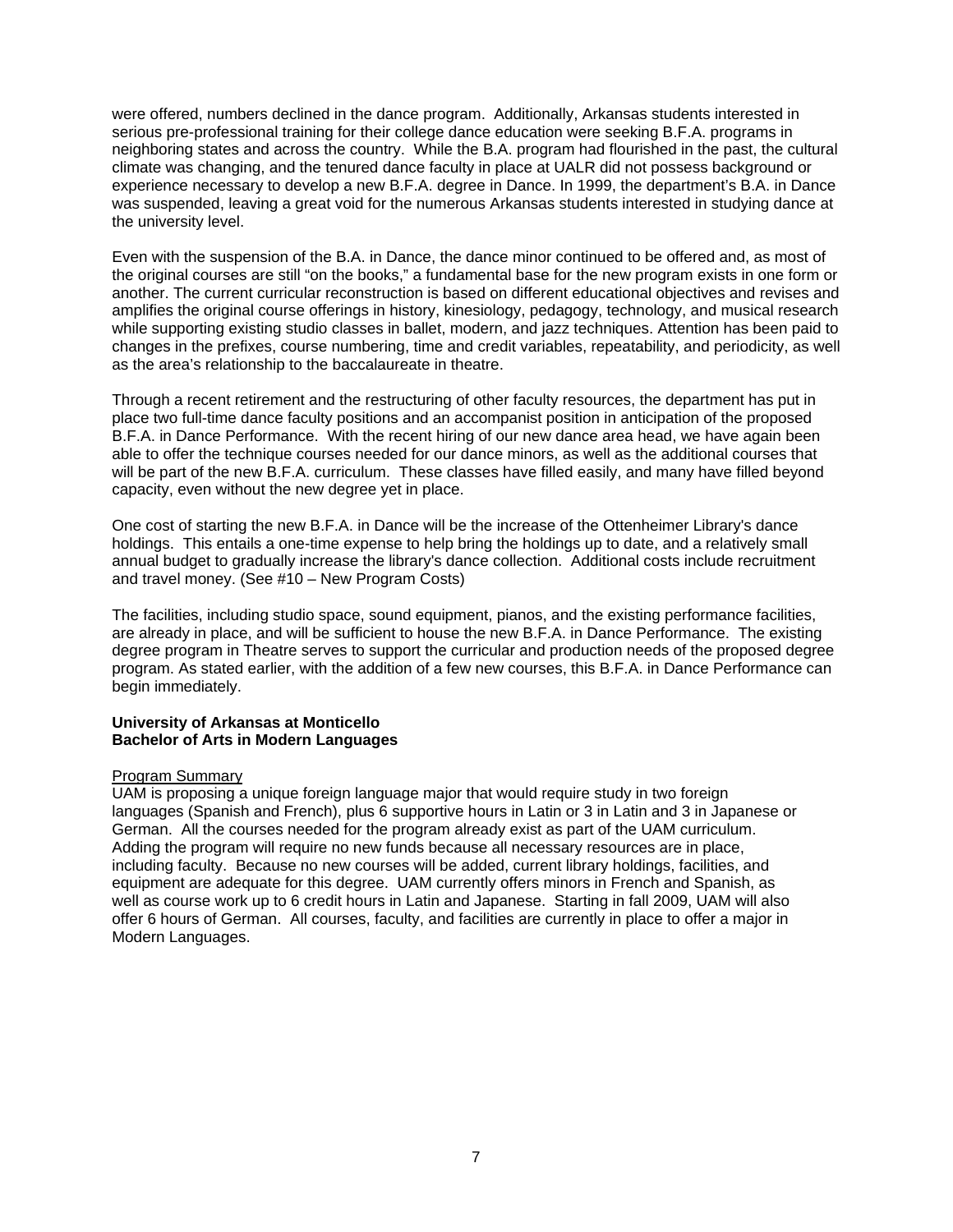were offered, numbers declined in the dance program. Additionally, Arkansas students interested in serious pre-professional training for their college dance education were seeking B.F.A. programs in neighboring states and across the country. While the B.A. program had flourished in the past, the cultural climate was changing, and the tenured dance faculty in place at UALR did not possess background or experience necessary to develop a new B.F.A. degree in Dance. In 1999, the department's B.A. in Dance was suspended, leaving a great void for the numerous Arkansas students interested in studying dance at the university level.

Even with the suspension of the B.A. in Dance, the dance minor continued to be offered and, as most of the original courses are still "on the books," a fundamental base for the new program exists in one form or another. The current curricular reconstruction is based on different educational objectives and revises and amplifies the original course offerings in history, kinesiology, pedagogy, technology, and musical research while supporting existing studio classes in ballet, modern, and jazz techniques. Attention has been paid to changes in the prefixes, course numbering, time and credit variables, repeatability, and periodicity, as well as the area's relationship to the baccalaureate in theatre.

Through a recent retirement and the restructuring of other faculty resources, the department has put in place two full-time dance faculty positions and an accompanist position in anticipation of the proposed B.F.A. in Dance Performance. With the recent hiring of our new dance area head, we have again been able to offer the technique courses needed for our dance minors, as well as the additional courses that will be part of the new B.F.A. curriculum. These classes have filled easily, and many have filled beyond capacity, even without the new degree yet in place.

One cost of starting the new B.F.A. in Dance will be the increase of the Ottenheimer Library's dance holdings. This entails a one-time expense to help bring the holdings up to date, and a relatively small annual budget to gradually increase the library's dance collection. Additional costs include recruitment and travel money. (See #10 – New Program Costs)

The facilities, including studio space, sound equipment, pianos, and the existing performance facilities, are already in place, and will be sufficient to house the new B.F.A. in Dance Performance. The existing degree program in Theatre serves to support the curricular and production needs of the proposed degree program. As stated earlier, with the addition of a few new courses, this B.F.A. in Dance Performance can begin immediately.

**University of Arkansas at Monticello**
**Bachelor of Arts in Modern Languages**

Program Summary

UAM is proposing a unique foreign language major that would require study in two foreign languages (Spanish and French), plus 6 supportive hours in Latin or 3 in Latin and 3 in Japanese or German. All the courses needed for the program already exist as part of the UAM curriculum. Adding the program will require no new funds because all necessary resources are in place, including faculty. Because no new courses will be added, current library holdings, facilities, and equipment are adequate for this degree. UAM currently offers minors in French and Spanish, as well as course work up to 6 credit hours in Latin and Japanese. Starting in fall 2009, UAM will also offer 6 hours of German. All courses, faculty, and facilities are currently in place to offer a major in Modern Languages.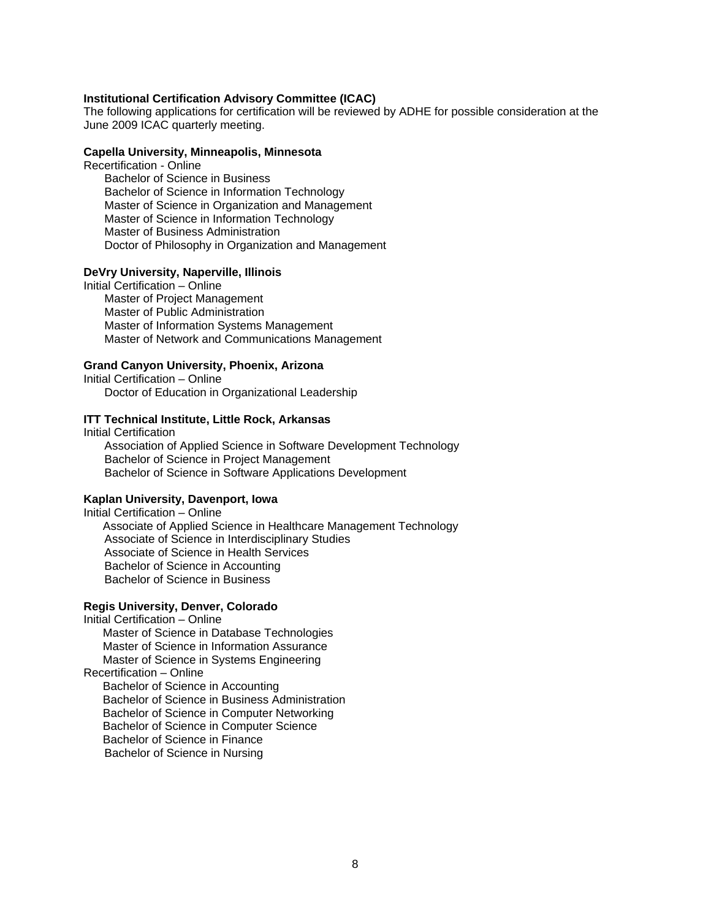**Institutional Certification Advisory Committee (ICAC)**

The following applications for certification will be reviewed by ADHE for possible consideration at the June 2009 ICAC quarterly meeting.

**Capella University, Minneapolis, Minnesota**

Recertification - Online

- Bachelor of Science in Business
- Bachelor of Science in Information Technology
- Master of Science in Organization and Management
- Master of Science in Information Technology
- Master of Business Administration
- Doctor of Philosophy in Organization and Management

**DeVry University, Naperville, Illinois**

Initial Certification – Online

- Master of Project Management
- Master of Public Administration
- Master of Information Systems Management
- Master of Network and Communications Management

**Grand Canyon University, Phoenix, Arizona**

Initial Certification – Online

- Doctor of Education in Organizational Leadership

**ITT Technical Institute, Little Rock, Arkansas**

Initial Certification

- Association of Applied Science in Software Development Technology
- Bachelor of Science in Project Management
- Bachelor of Science in Software Applications Development

**Kaplan University, Davenport, Iowa**

Initial Certification – Online

- Associate of Applied Science in Healthcare Management Technology
- Associate of Science in Interdisciplinary Studies
- Associate of Science in Health Services
- Bachelor of Science in Accounting
- Bachelor of Science in Business

**Regis University, Denver, Colorado**

Initial Certification – Online

- Master of Science in Database Technologies
- Master of Science in Information Assurance
- Master of Science in Systems Engineering

Recertification – Online

- Bachelor of Science in Accounting
- Bachelor of Science in Business Administration
- Bachelor of Science in Computer Networking
- Bachelor of Science in Computer Science
- Bachelor of Science in Finance
- Bachelor of Science in Nursing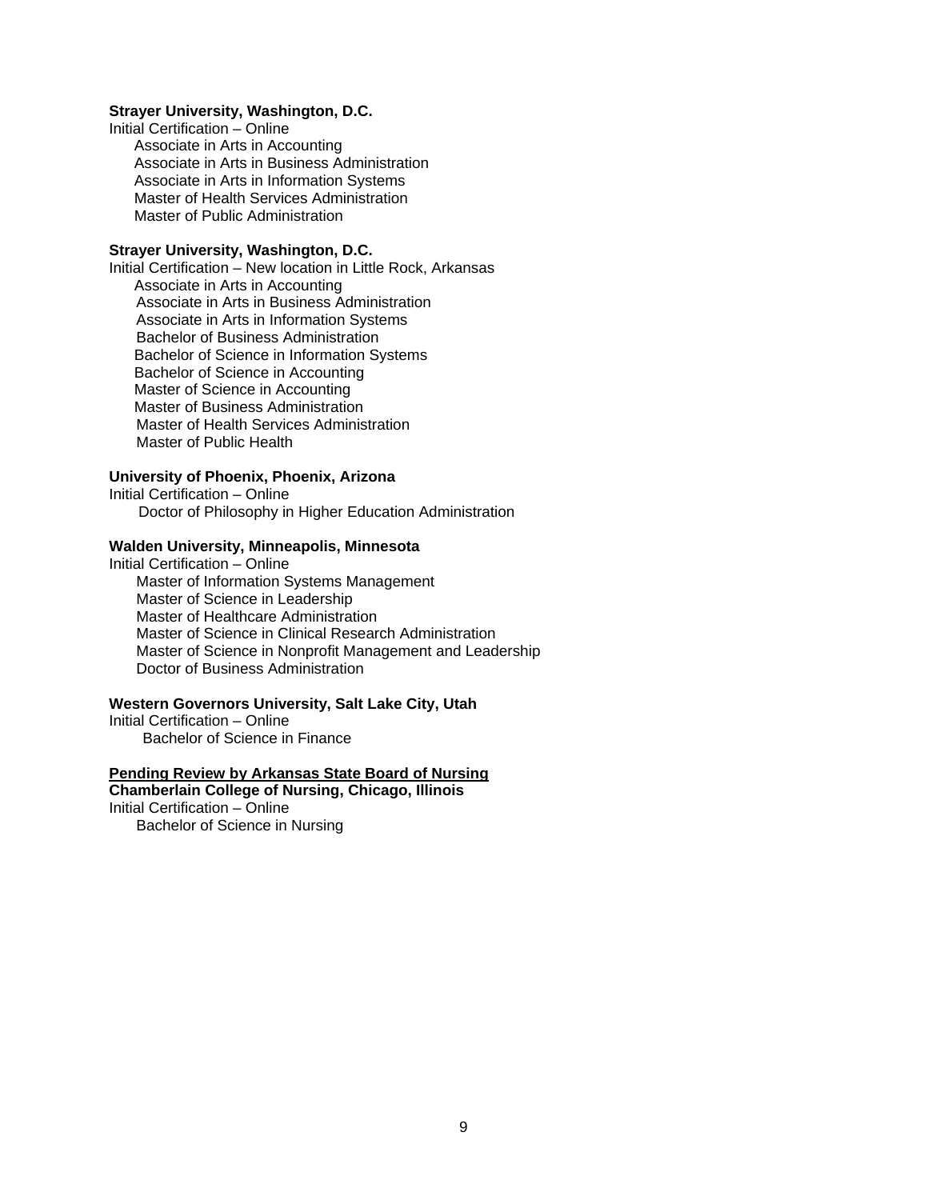**Strayer University, Washington, D.C.**
Initial Certification – Online

- Associate in Arts in Accounting
- Associate in Arts in Business Administration
- Associate in Arts in Information Systems
- Master of Health Services Administration
- Master of Public Administration

**Strayer University, Washington, D.C.**
Initial Certification – New location in Little Rock, Arkansas

- Associate in Arts in Accounting
- Associate in Arts in Business Administration
- Associate in Arts in Information Systems
- Bachelor of Business Administration
- Bachelor of Science in Information Systems
- Bachelor of Science in Accounting
- Master of Science in Accounting
- Master of Business Administration
- Master of Health Services Administration
- Master of Public Health

**University of Phoenix, Phoenix, Arizona**
Initial Certification – Online

- Doctor of Philosophy in Higher Education Administration

**Walden University, Minneapolis, Minnesota**
Initial Certification – Online

- Master of Information Systems Management
- Master of Science in Leadership
- Master of Healthcare Administration
- Master of Science in Clinical Research Administration
- Master of Science in Nonprofit Management and Leadership
- Doctor of Business Administration

**Western Governors University, Salt Lake City, Utah**
Initial Certification – Online

- Bachelor of Science in Finance

**<u>Pending Review by Arkansas State Board of Nursing</u>**

**Chamberlain College of Nursing, Chicago, Illinois**
Initial Certification – Online

- Bachelor of Science in Nursing